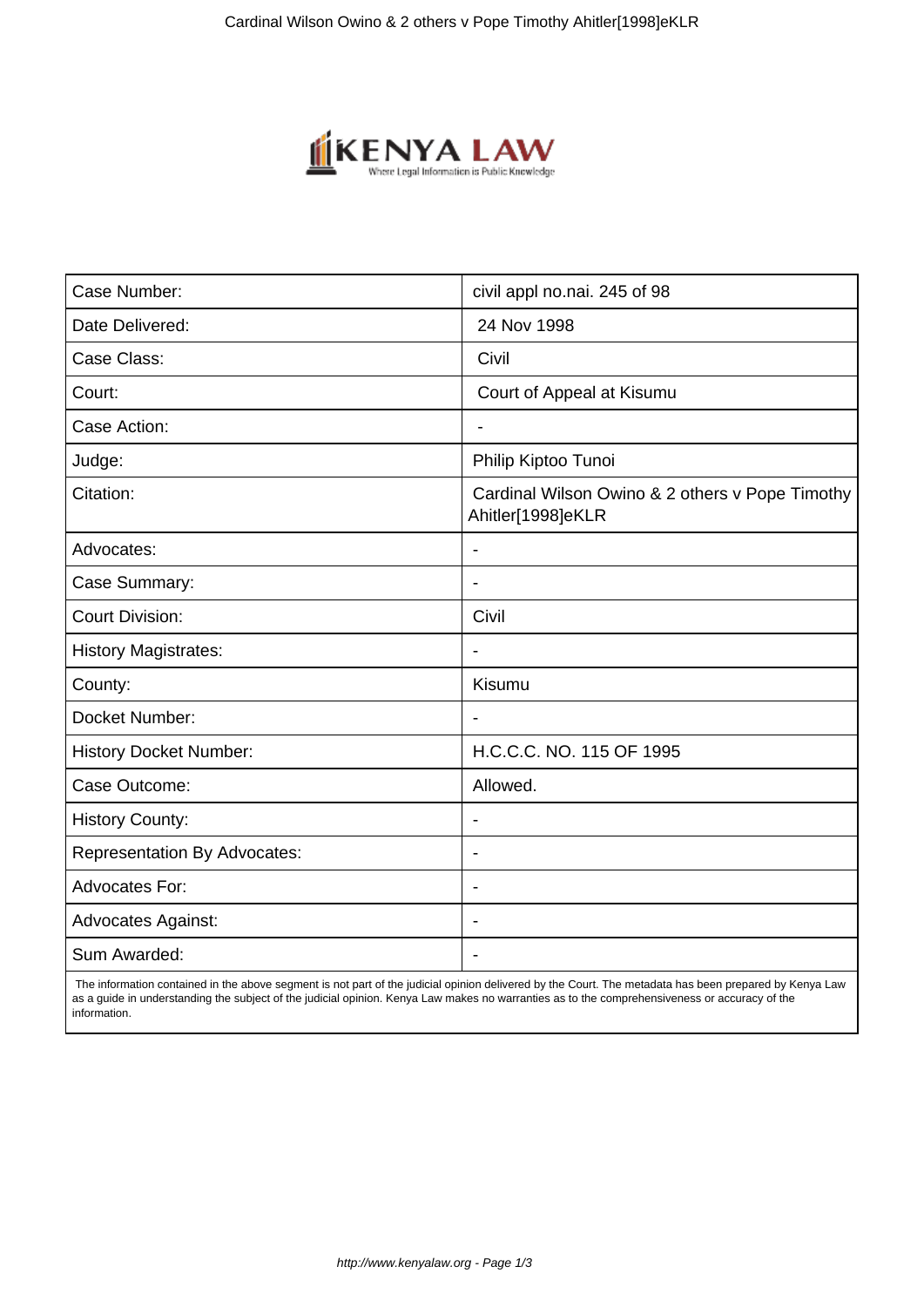| Case Number: | civil appl no.nai. 245 of 98 |
| --- | --- |
| Date Delivered: | 24 Nov 1998 |
| Case Class: | Civil |
| Court: | Court of Appeal at Kisumu |
| Case Action: | - |
| Judge: | Philip Kiptoo Tunoi |
| Citation: | Cardinal Wilson Owino & 2 others v Pope Timothy Ahitler[1998]eKLR |
| Advocates: | - |
| Case Summary: | - |
| Court Division: | Civil |
| History Magistrates: | - |
| County: | Kisumu |
| Docket Number: | - |
| History Docket Number: | H.C.C.C. NO. 115 OF 1995 |
| Case Outcome: | Allowed. |
| History County: | - |
| Representation By Advocates: | - |
| Advocates For: | - |
| Advocates Against: | - |
| Sum Awarded: | - |

The information contained in the above segment is not part of the judicial opinion delivered by the Court. The metadata has been prepared by Kenya Law as a guide in understanding the subject of the judicial opinion. Kenya Law makes no warranties as to the comprehensiveness or accuracy of the information.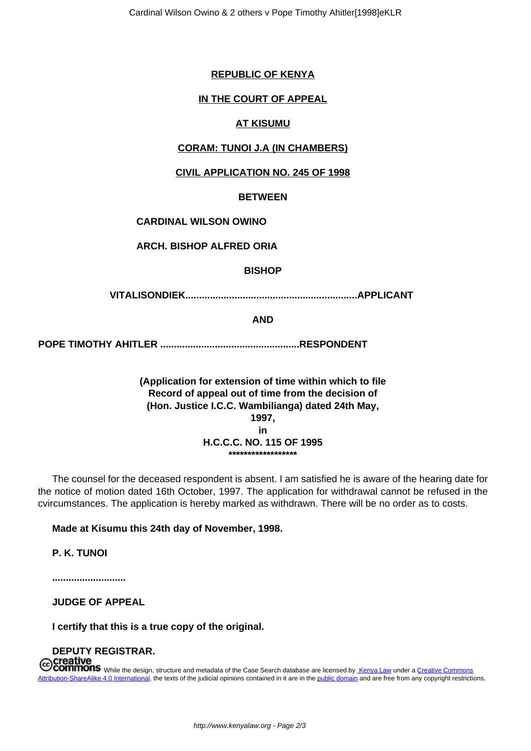**REPUBLIC OF KENYA**

**IN THE COURT OF APPEAL**

**AT KISUMU**

**CORAM: TUNOI J.A (IN CHAMBERS)**

**CIVIL APPLICATION NO. 245 OF 1998**

**BETWEEN**

**CARDINAL WILSON OWINO**

**ARCH. BISHOP ALFRED ORIA**

**BISHOP**

**VITALISONDIEK..............................................................APPLICANT**

**AND**

**POPE TIMOTHY AHITLER ..................................................RESPONDENT**

**(Application for extension of time within which to file Record of appeal out of time from the decision of (Hon. Justice I.C.C. Wambilianga) dated 24th May, 1997, in H.C.C.C. NO. 115 OF 1995**

**\*\*\*\*\*\*\*\*\*\*\*\*\*\*\*\*\*\***

The counsel for the deceased respondent is absent. I am satisfied he is aware of the hearing date for the notice of motion dated 16th October, 1997. The application for withdrawal cannot be refused in the cvircumstances. The application is hereby marked as withdrawn. There will be no order as to costs.

**Made at Kisumu this 24th day of November, 1998.**

**P. K. TUNOI**

**...........................**

**JUDGE OF APPEAL**

**I certify that this is a true copy of the original.**

**DEPUTY REGISTRAR.**

While the design, structure and metadata of the Case Search database are licensed by Kenya Law under a Creative Commons Attribution-ShareAlike 4.0 International, the texts of the judicial opinions contained in it are in the public domain and are free from any copyright restrictions.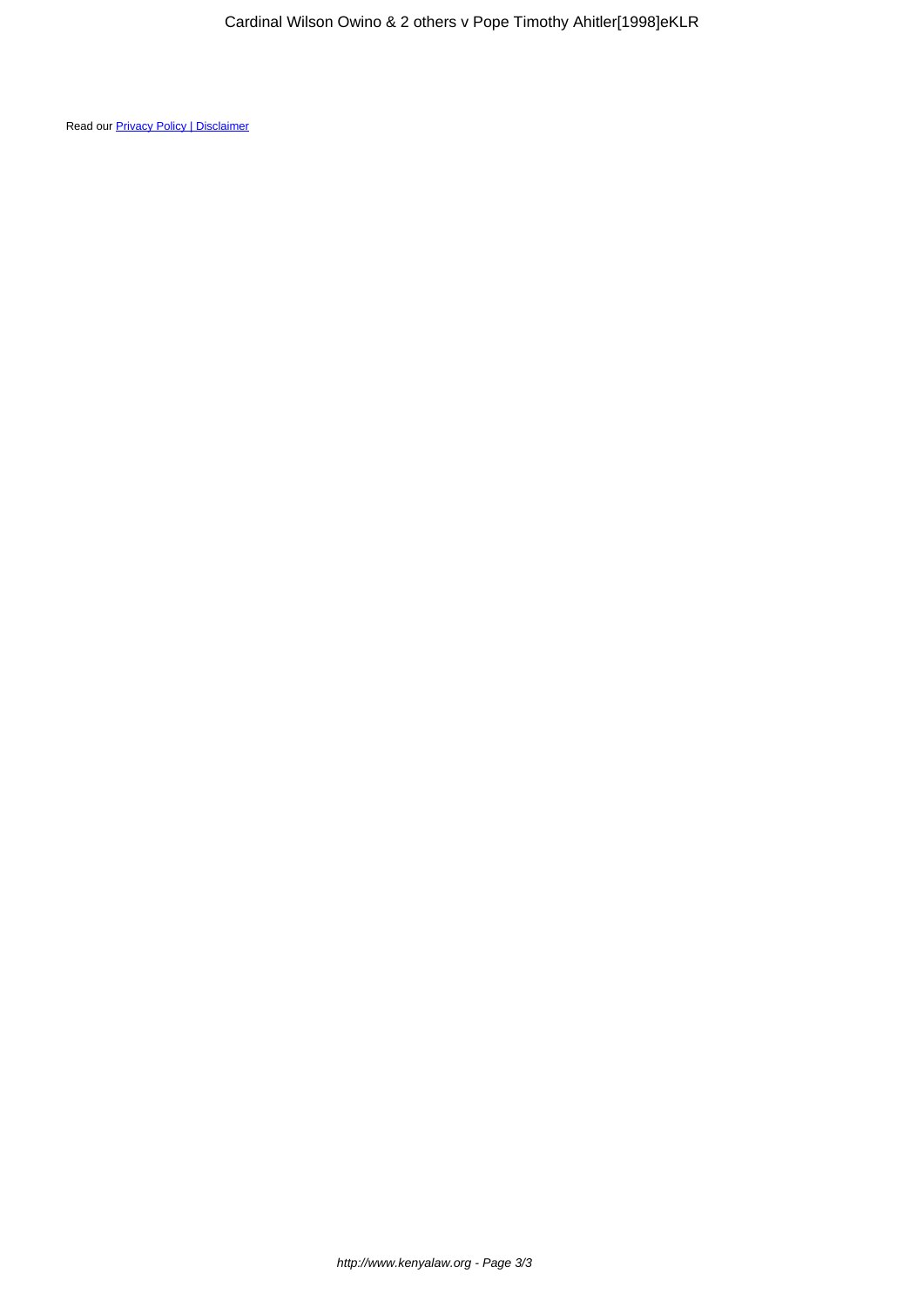Read our [Privacy Policy | Disclaimer]